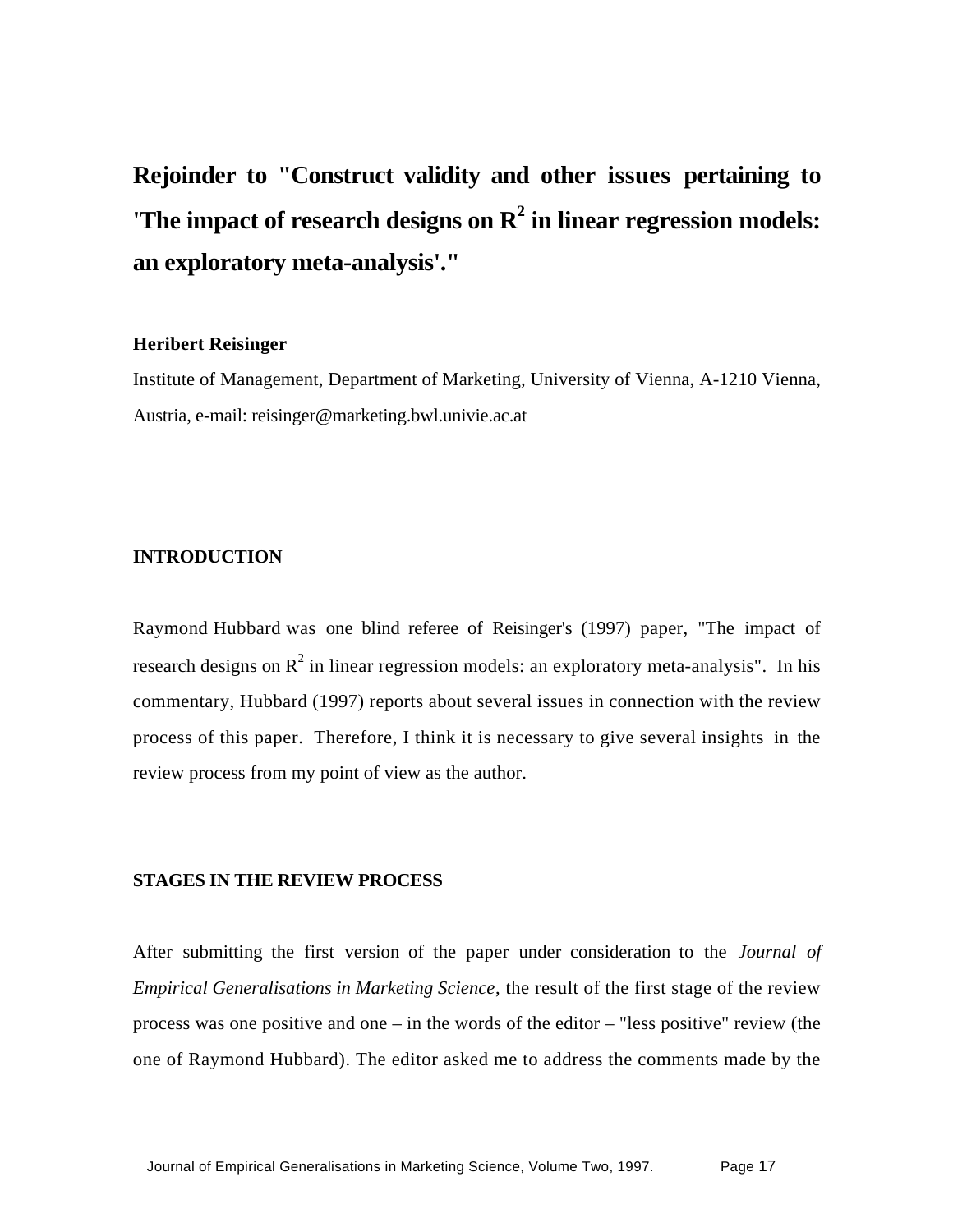# Rejoinder to "Construct validity and other issues pertaining to 'The impact of research designs on $R^2$ in linear regression models: an exploratory meta-analysis'."

**Heribert Reisinger**

Institute of Management, Department of Marketing, University of Vienna, A-1210 Vienna, Austria, e-mail: reisinger@marketing.bwl.univie.ac.at

## INTRODUCTION

Raymond Hubbard was one blind referee of Reisinger's (1997) paper, "The impact of research designs on $R^2$ in linear regression models: an exploratory meta-analysis". In his commentary, Hubbard (1997) reports about several issues in connection with the review process of this paper. Therefore, I think it is necessary to give several insights in the review process from my point of view as the author.

## STAGES IN THE REVIEW PROCESS

After submitting the first version of the paper under consideration to the *Journal of Empirical Generalisations in Marketing Science*, the result of the first stage of the review process was one positive and one – in the words of the editor – "less positive" review (the one of Raymond Hubbard). The editor asked me to address the comments made by the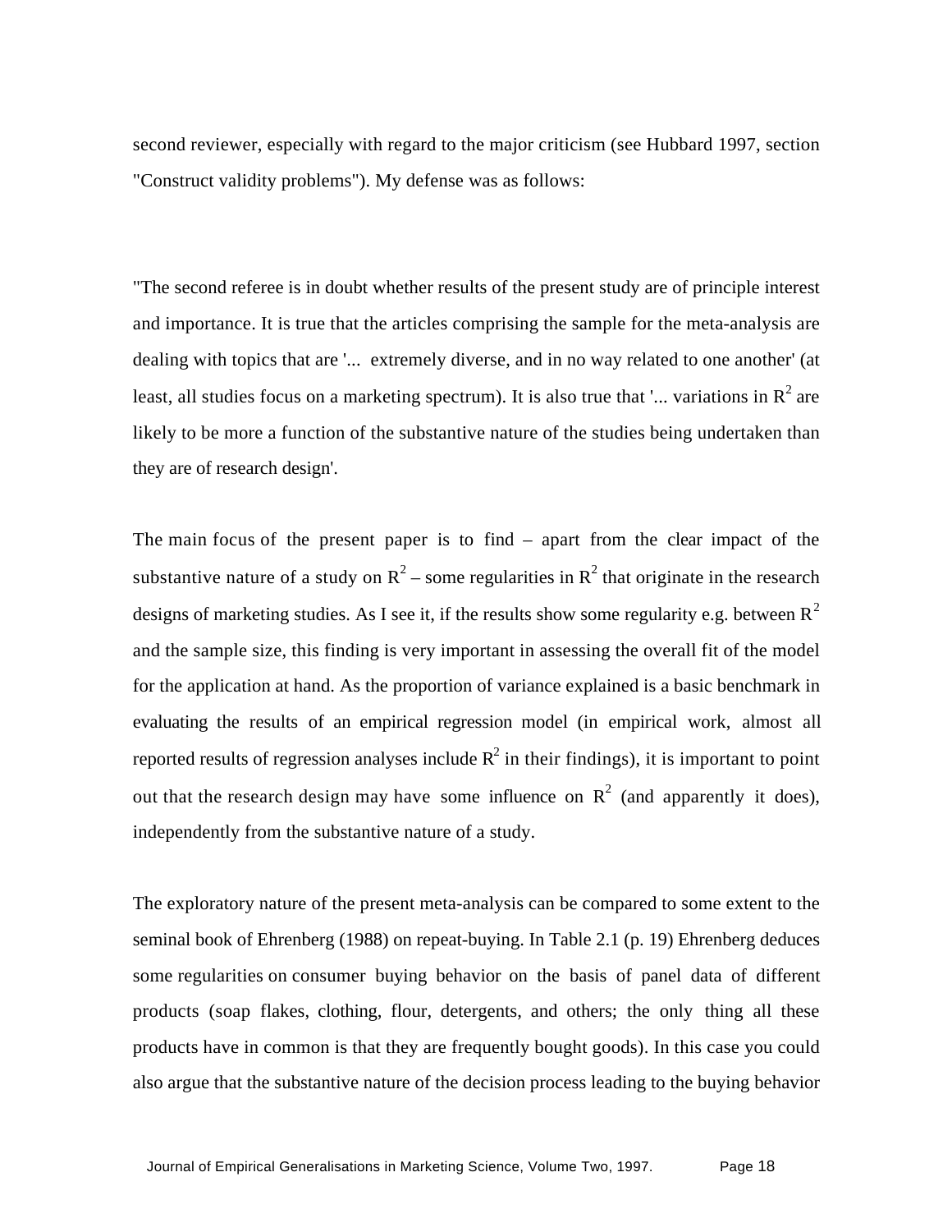second reviewer, especially with regard to the major criticism (see Hubbard 1997, section "Construct validity problems"). My defense was as follows:

"The second referee is in doubt whether results of the present study are of principle interest and importance. It is true that the articles comprising the sample for the meta-analysis are dealing with topics that are '... extremely diverse, and in no way related to one another' (at least, all studies focus on a marketing spectrum). It is also true that '... variations in $R^2$ are likely to be more a function of the substantive nature of the studies being undertaken than they are of research design'.

The main focus of the present paper is to find – apart from the clear impact of the substantive nature of a study on $R^2$ – some regularities in $R^2$ that originate in the research designs of marketing studies. As I see it, if the results show some regularity e.g. between $R^2$ and the sample size, this finding is very important in assessing the overall fit of the model for the application at hand. As the proportion of variance explained is a basic benchmark in evaluating the results of an empirical regression model (in empirical work, almost all reported results of regression analyses include $R^2$ in their findings), it is important to point out that the research design may have some influence on $R^2$ (and apparently it does), independently from the substantive nature of a study.

The exploratory nature of the present meta-analysis can be compared to some extent to the seminal book of Ehrenberg (1988) on repeat-buying. In Table 2.1 (p. 19) Ehrenberg deduces some regularities on consumer buying behavior on the basis of panel data of different products (soap flakes, clothing, flour, detergents, and others; the only thing all these products have in common is that they are frequently bought goods). In this case you could also argue that the substantive nature of the decision process leading to the buying behavior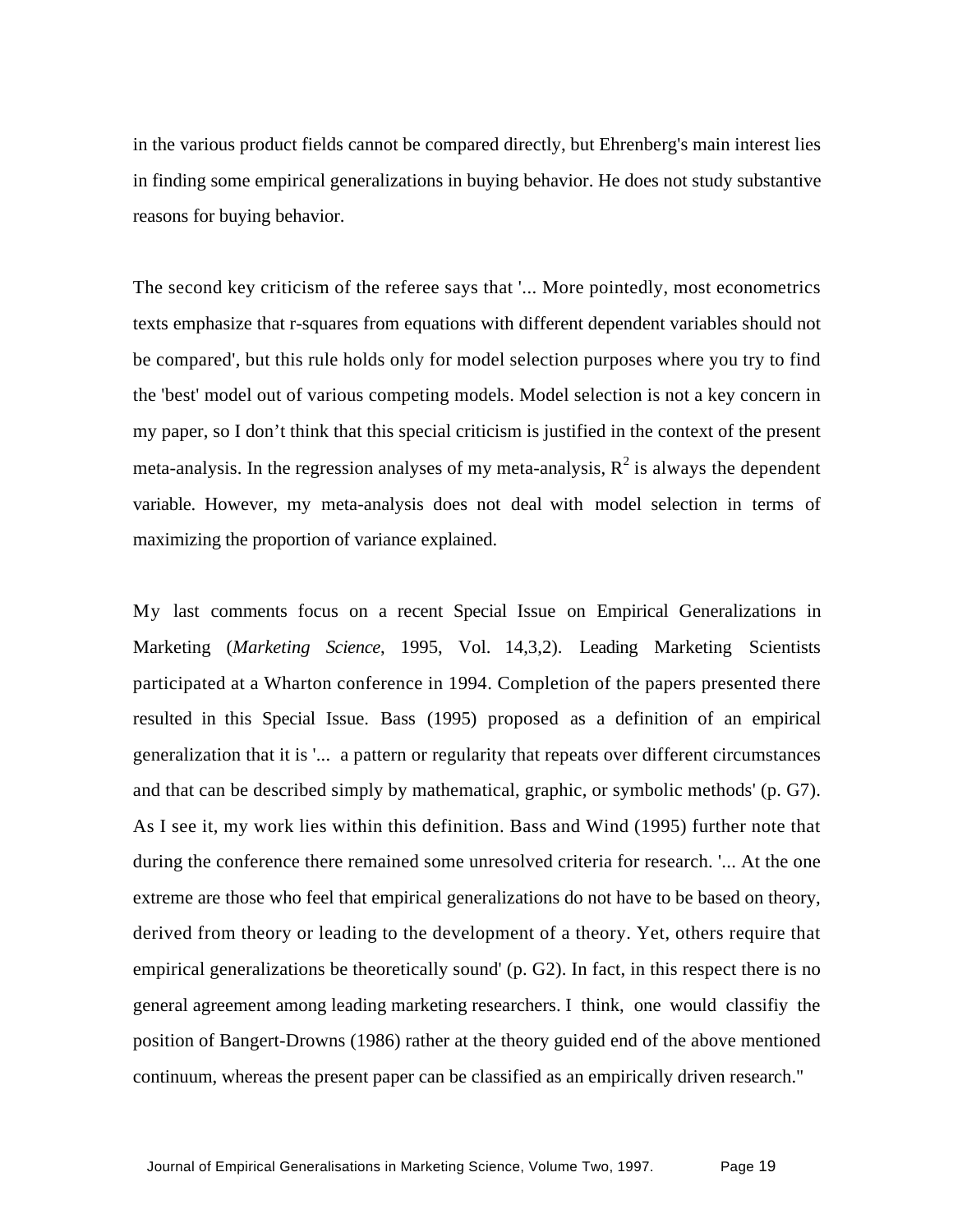in the various product fields cannot be compared directly, but Ehrenberg's main interest lies in finding some empirical generalizations in buying behavior. He does not study substantive reasons for buying behavior.

The second key criticism of the referee says that '... More pointedly, most econometrics texts emphasize that r-squares from equations with different dependent variables should not be compared', but this rule holds only for model selection purposes where you try to find the 'best' model out of various competing models. Model selection is not a key concern in my paper, so I don't think that this special criticism is justified in the context of the present meta-analysis. In the regression analyses of my meta-analysis, $R^2$ is always the dependent variable. However, my meta-analysis does not deal with model selection in terms of maximizing the proportion of variance explained.

My last comments focus on a recent Special Issue on Empirical Generalizations in Marketing (*Marketing Science*, 1995, Vol. 14,3,2). Leading Marketing Scientists participated at a Wharton conference in 1994. Completion of the papers presented there resulted in this Special Issue. Bass (1995) proposed as a definition of an empirical generalization that it is '... a pattern or regularity that repeats over different circumstances and that can be described simply by mathematical, graphic, or symbolic methods' (p. G7). As I see it, my work lies within this definition. Bass and Wind (1995) further note that during the conference there remained some unresolved criteria for research. '... At the one extreme are those who feel that empirical generalizations do not have to be based on theory, derived from theory or leading to the development of a theory. Yet, others require that empirical generalizations be theoretically sound' (p. G2). In fact, in this respect there is no general agreement among leading marketing researchers. I think, one would classifiy the position of Bangert-Drowns (1986) rather at the theory guided end of the above mentioned continuum, whereas the present paper can be classified as an empirically driven research."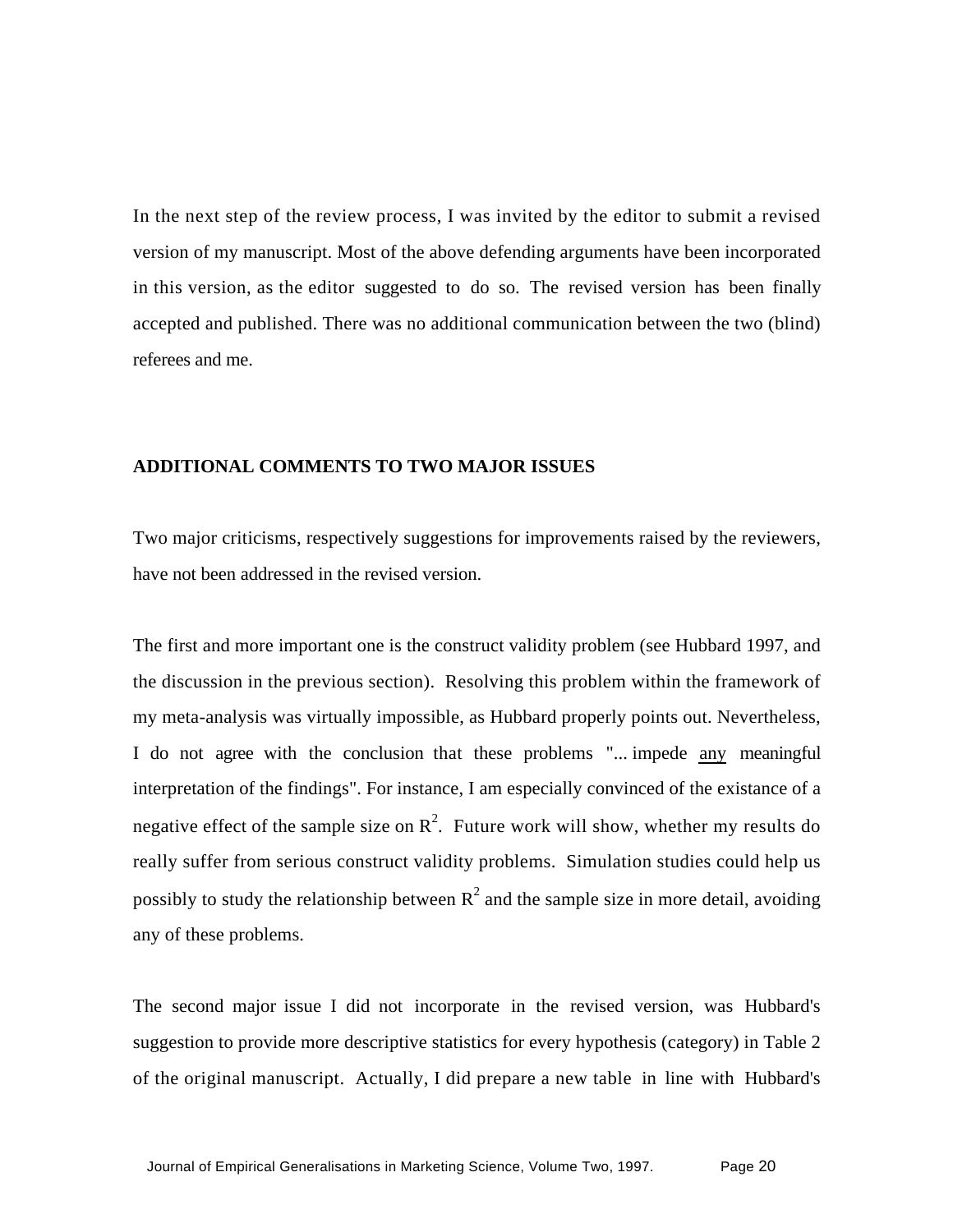In the next step of the review process, I was invited by the editor to submit a revised version of my manuscript. Most of the above defending arguments have been incorporated in this version, as the editor suggested to do so. The revised version has been finally accepted and published. There was no additional communication between the two (blind) referees and me.

## ADDITIONAL COMMENTS TO TWO MAJOR ISSUES

Two major criticisms, respectively suggestions for improvements raised by the reviewers, have not been addressed in the revised version.

The first and more important one is the construct validity problem (see Hubbard 1997, and the discussion in the previous section). Resolving this problem within the framework of my meta-analysis was virtually impossible, as Hubbard properly points out. Nevertheless, I do not agree with the conclusion that these problems "... impede <u>any</u> meaningful interpretation of the findings". For instance, I am especially convinced of the existance of a negative effect of the sample size on $R^2$. Future work will show, whether my results do really suffer from serious construct validity problems. Simulation studies could help us possibly to study the relationship between $R^2$ and the sample size in more detail, avoiding any of these problems.

The second major issue I did not incorporate in the revised version, was Hubbard's suggestion to provide more descriptive statistics for every hypothesis (category) in Table 2 of the original manuscript. Actually, I did prepare a new table in line with Hubbard's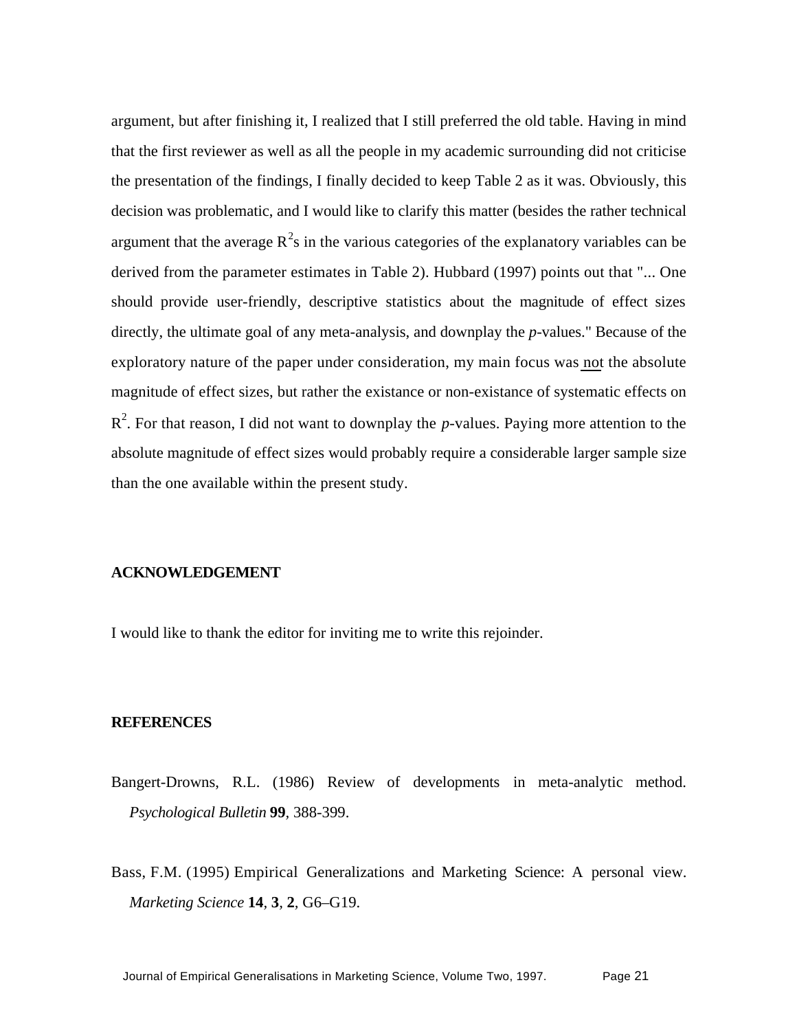argument, but after finishing it, I realized that I still preferred the old table. Having in mind that the first reviewer as well as all the people in my academic surrounding did not criticise the presentation of the findings, I finally decided to keep Table 2 as it was. Obviously, this decision was problematic, and I would like to clarify this matter (besides the rather technical argument that the average $R^2$s in the various categories of the explanatory variables can be derived from the parameter estimates in Table 2). Hubbard (1997) points out that "... One should provide user-friendly, descriptive statistics about the magnitude of effect sizes directly, the ultimate goal of any meta-analysis, and downplay the *p*-values." Because of the exploratory nature of the paper under consideration, my main focus was <u>not</u> the absolute magnitude of effect sizes, but rather the existance or non-existance of systematic effects on $R^2$. For that reason, I did not want to downplay the *p*-values. Paying more attention to the absolute magnitude of effect sizes would probably require a considerable larger sample size than the one available within the present study.

## ACKNOWLEDGEMENT

I would like to thank the editor for inviting me to write this rejoinder.

## REFERENCES

Bangert-Drowns, R.L. (1986) Review of developments in meta-analytic method. *Psychological Bulletin* **99**, 388-399.

Bass, F.M. (1995) Empirical Generalizations and Marketing Science: A personal view. *Marketing Science* **14**, **3**, **2**, G6–G19.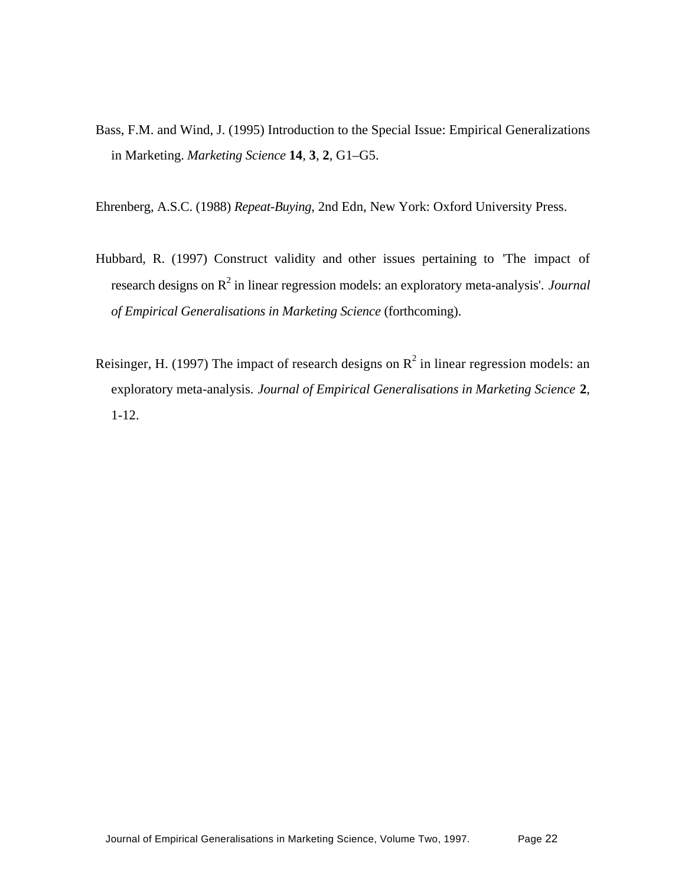Bass, F.M. and Wind, J. (1995) Introduction to the Special Issue: Empirical Generalizations in Marketing. *Marketing Science* **14**, **3**, **2**, G1–G5.

Ehrenberg, A.S.C. (1988) *Repeat-Buying*, 2nd Edn, New York: Oxford University Press.

Hubbard, R. (1997) Construct validity and other issues pertaining to 'The impact of research designs on $R^2$ in linear regression models: an exploratory meta-analysis'. *Journal of Empirical Generalisations in Marketing Science* (forthcoming).

Reisinger, H. (1997) The impact of research designs on $R^2$ in linear regression models: an exploratory meta-analysis. *Journal of Empirical Generalisations in Marketing Science* **2**, 1-12.